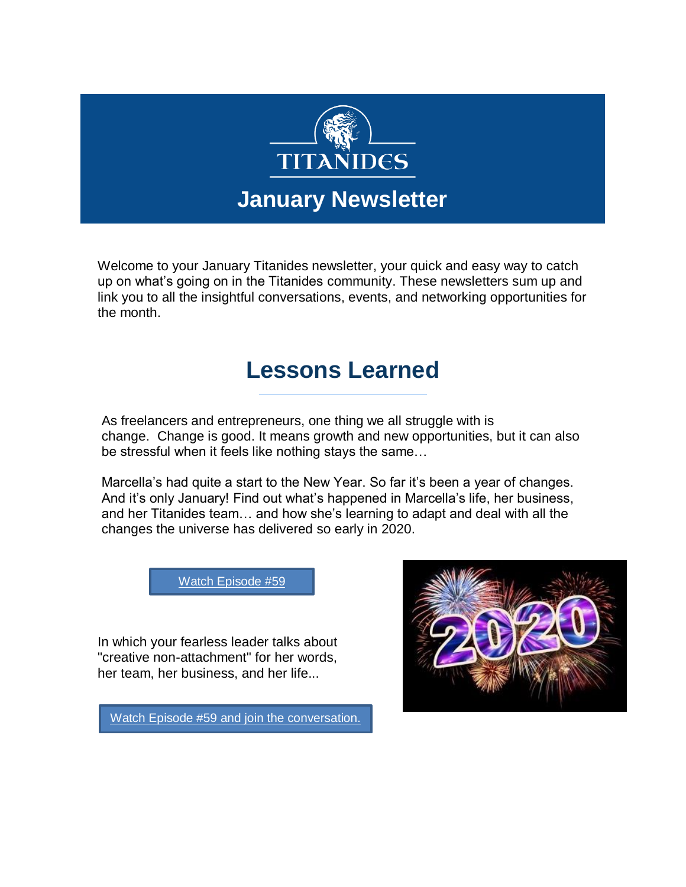# TITANIDES

## January Newsletter

Welcome to your January Titanides newsletter, your quick and easy way to catch up on what's going on in the Titanides community. These newsletters sum up and link you to all the insightful conversations, events, and networking opportunities for the month.

## Lessons Learned

As freelancers and entrepreneurs, one thing we all struggle with is change. Change is good. It means growth and new opportunities, but it can also be stressful when it feels like nothing stays the same…

Marcella's had quite a start to the New Year. So far it's been a year of changes. And it's only January! Find out what's happened in Marcella's life, her business, and her Titanides team… and how she's learning to adapt and deal with all the changes the universe has delivered so early in 2020.

Watch Episode #59

In which your fearless leader talks about "creative non-attachment" for her words, her team, her business, and her life...

Watch Episode #59 and join the conversation.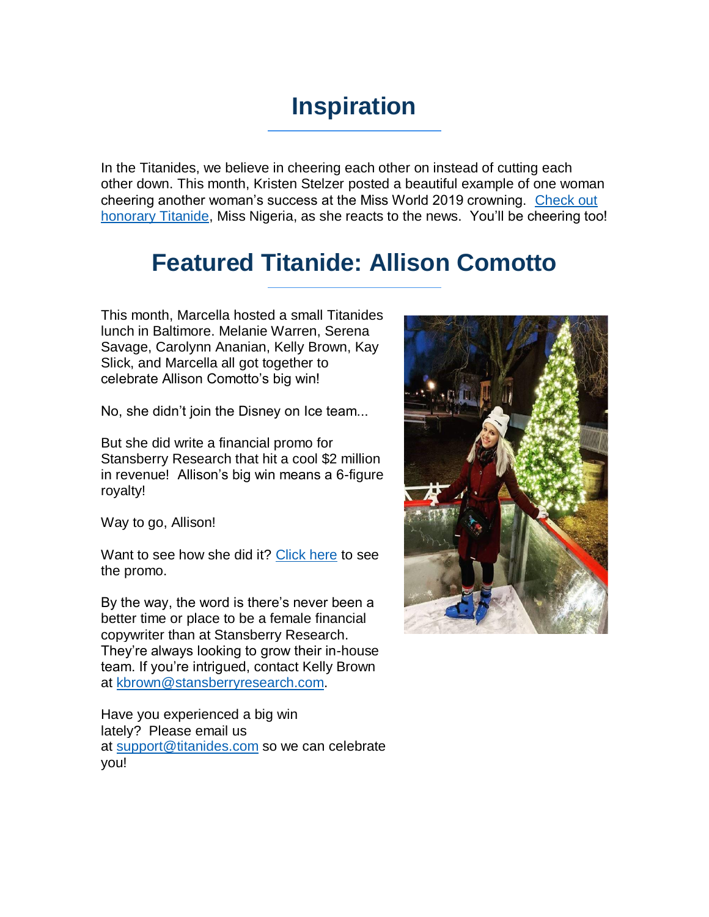# Inspiration

In the Titanides, we believe in cheering each other on instead of cutting each other down. This month, Kristen Stelzer posted a beautiful example of one woman cheering another woman's success at the Miss World 2019 crowning. Check out honorary Titanide, Miss Nigeria, as she reacts to the news. You'll be cheering too!

# Featured Titanide: Allison Comotto

This month, Marcella hosted a small Titanides lunch in Baltimore. Melanie Warren, Serena Savage, Carolynn Ananian, Kelly Brown, Kay Slick, and Marcella all got together to celebrate Allison Comotto's big win!

No, she didn't join the Disney on Ice team...

But she did write a financial promo for Stansberry Research that hit a cool $2 million in revenue! Allison's big win means a 6-figure royalty!

Way to go, Allison!

Want to see how she did it? Click here to see the promo.

By the way, the word is there's never been a better time or place to be a female financial copywriter than at Stansberry Research. They're always looking to grow their in-house team. If you're intrigued, contact Kelly Brown at kbrown@stansberryresearch.com.

Have you experienced a big win lately? Please email us at support@titanides.com so we can celebrate you!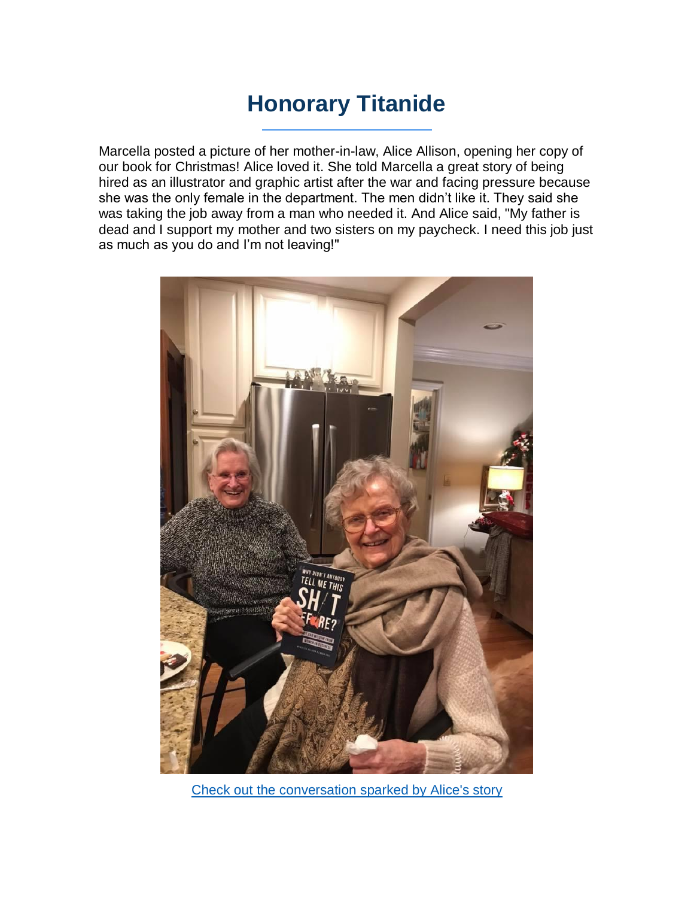# Honorary Titanide

Marcella posted a picture of her mother-in-law, Alice Allison, opening her copy of our book for Christmas! Alice loved it. She told Marcella a great story of being hired as an illustrator and graphic artist after the war and facing pressure because she was the only female in the department. The men didn't like it. They said she was taking the job away from a man who needed it. And Alice said, "My father is dead and I support my mother and two sisters on my paycheck. I need this job just as much as you do and I'm not leaving!"

Check out the conversation sparked by Alice's story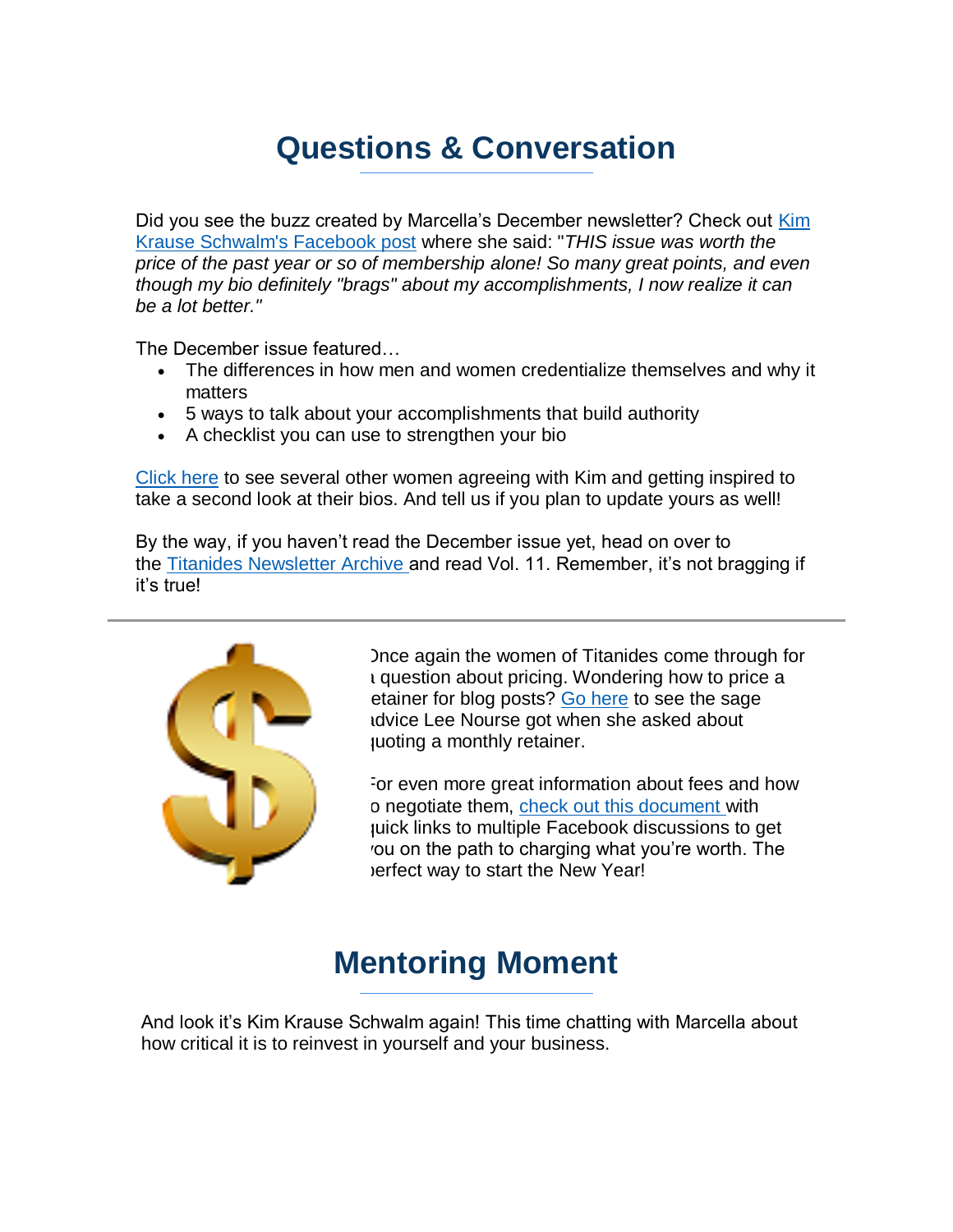# Questions & Conversation

Did you see the buzz created by Marcella's December newsletter? Check out Kim Krause Schwalm's Facebook post where she said: "*THIS issue was worth the price of the past year or so of membership alone! So many great points, and even though my bio definitely "brags" about my accomplishments, I now realize it can be a lot better."*

The December issue featured…

- The differences in how men and women credentialize themselves and why it matters
- 5 ways to talk about your accomplishments that build authority
- A checklist you can use to strengthen your bio

Click here to see several other women agreeing with Kim and getting inspired to take a second look at their bios. And tell us if you plan to update yours as well!

By the way, if you haven't read the December issue yet, head on over to the Titanides Newsletter Archive and read Vol. 11. Remember, it's not bragging if it's true!

---

Once again the women of Titanides come through for a question about pricing. Wondering how to price a retainer for blog posts? Go here to see the sage advice Lee Nourse got when she asked about quoting a monthly retainer.

For even more great information about fees and how to negotiate them, check out this document with quick links to multiple Facebook discussions to get you on the path to charging what you're worth. The perfect way to start the New Year!

# Mentoring Moment

And look it's Kim Krause Schwalm again! This time chatting with Marcella about how critical it is to reinvest in yourself and your business.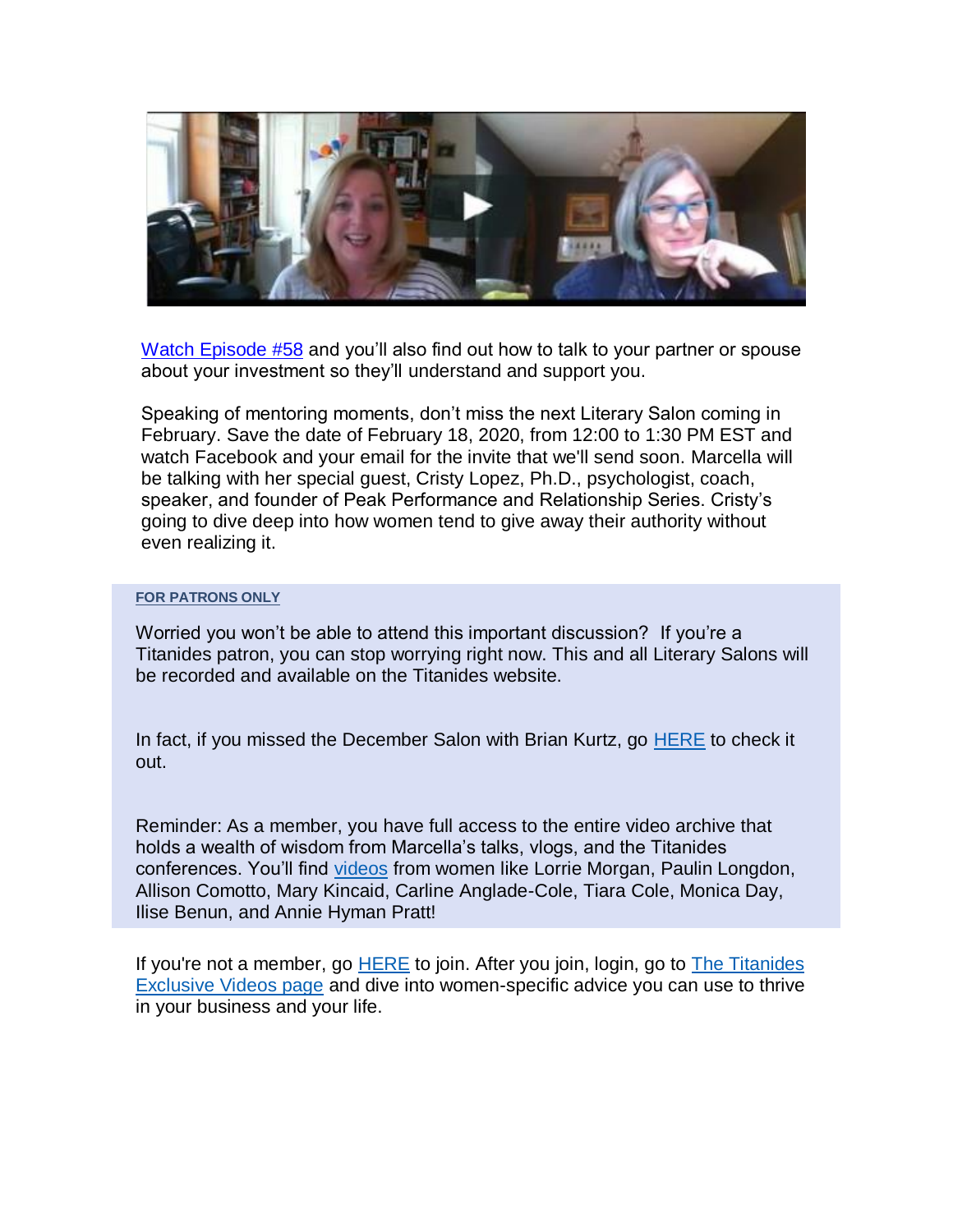Watch Episode #58 and you'll also find out how to talk to your partner or spouse about your investment so they'll understand and support you.

Speaking of mentoring moments, don't miss the next Literary Salon coming in February. Save the date of February 18, 2020, from 12:00 to 1:30 PM EST and watch Facebook and your email for the invite that we'll send soon. Marcella will be talking with her special guest, Cristy Lopez, Ph.D., psychologist, coach, speaker, and founder of Peak Performance and Relationship Series. Cristy's going to dive deep into how women tend to give away their authority without even realizing it.

**FOR PATRONS ONLY**

Worried you won't be able to attend this important discussion? If you're a Titanides patron, you can stop worrying right now. This and all Literary Salons will be recorded and available on the Titanides website.

In fact, if you missed the December Salon with Brian Kurtz, go HERE to check it out.

Reminder: As a member, you have full access to the entire video archive that holds a wealth of wisdom from Marcella's talks, vlogs, and the Titanides conferences. You'll find videos from women like Lorrie Morgan, Paulin Longdon, Allison Comotto, Mary Kincaid, Carline Anglade-Cole, Tiara Cole, Monica Day, Ilise Benun, and Annie Hyman Pratt!

If you're not a member, go HERE to join. After you join, login, go to The Titanides Exclusive Videos page and dive into women-specific advice you can use to thrive in your business and your life.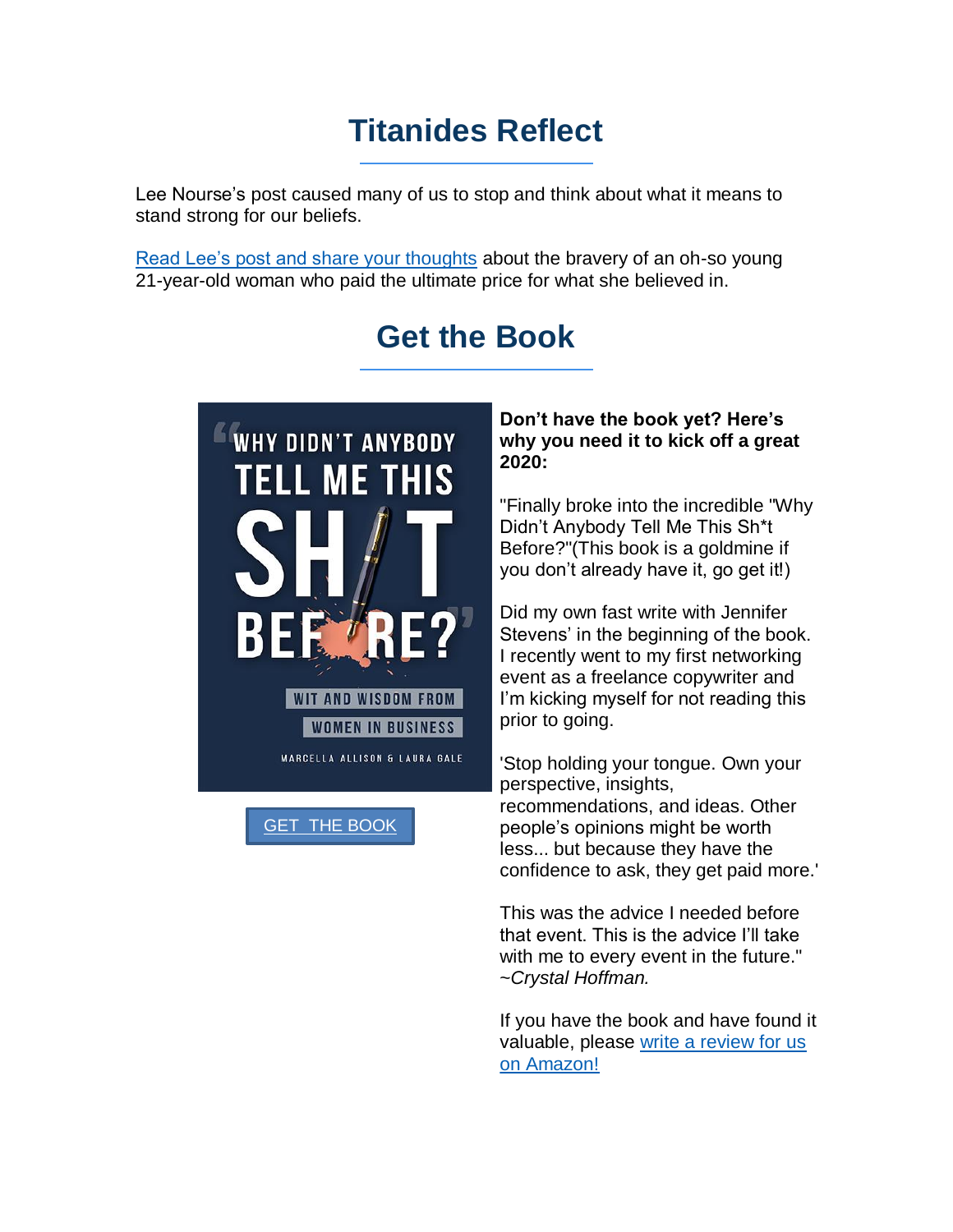## Titanides Reflect

Lee Nourse's post caused many of us to stop and think about what it means to stand strong for our beliefs.

[Read Lee's post and share your thoughts] about the bravery of an oh-so young 21-year-old woman who paid the ultimate price for what she believed in.

## Get the Book

"WHY DIDN'T ANYBODY TELL ME THIS SH/T BEFORE?"

WIT AND WISDOM FROM WOMEN IN BUSINESS

MARCELLA ALLISON & LAURA GALE

[GET THE BOOK]

**Don't have the book yet? Here's why you need it to kick off a great 2020:**

"Finally broke into the incredible "Why Didn't Anybody Tell Me This Sh*t Before?"(This book is a goldmine if you don't already have it, go get it!)

Did my own fast write with Jennifer Stevens' in the beginning of the book. I recently went to my first networking event as a freelance copywriter and I'm kicking myself for not reading this prior to going.

'Stop holding your tongue. Own your perspective, insights, recommendations, and ideas. Other people's opinions might be worth less... but because they have the confidence to ask, they get paid more.'

This was the advice I needed before that event. This is the advice I'll take with me to every event in the future." *~Crystal Hoffman.*

If you have the book and have found it valuable, please [write a review for us on Amazon!]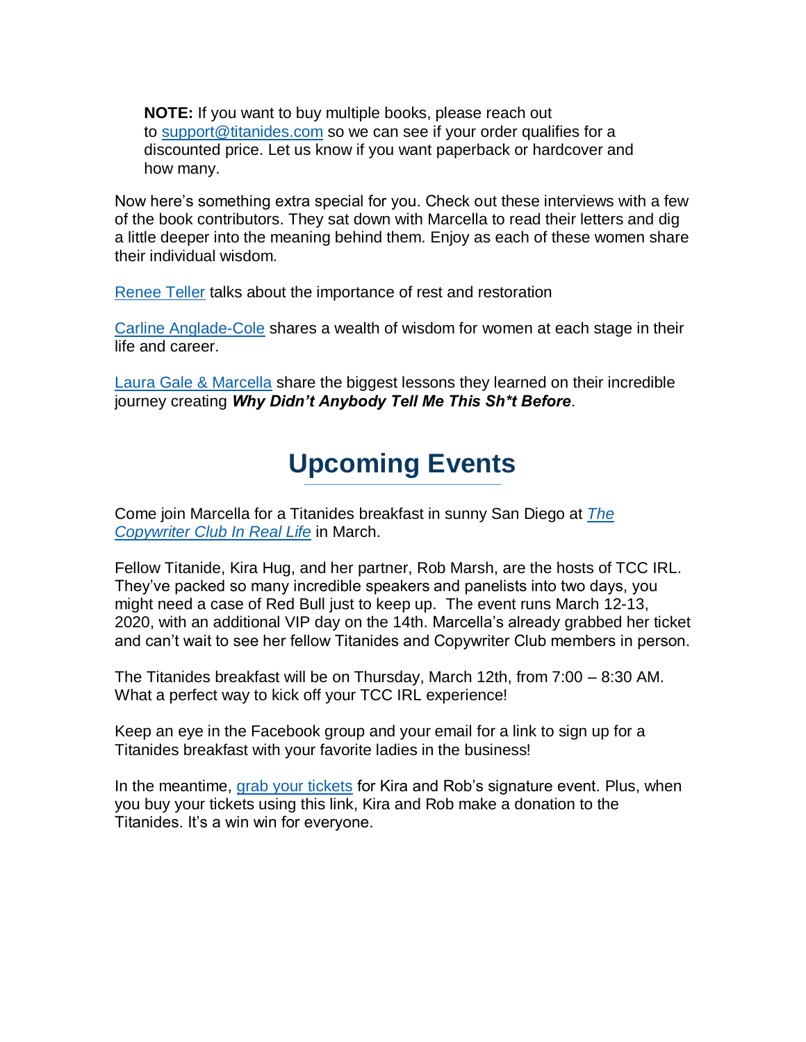> **NOTE:** If you want to buy multiple books, please reach out to support@titanides.com so we can see if your order qualifies for a discounted price. Let us know if you want paperback or hardcover and how many.

Now here's something extra special for you. Check out these interviews with a few of the book contributors. They sat down with Marcella to read their letters and dig a little deeper into the meaning behind them. Enjoy as each of these women share their individual wisdom.

Renee Teller talks about the importance of rest and restoration

Carline Anglade-Cole shares a wealth of wisdom for women at each stage in their life and career.

Laura Gale & Marcella share the biggest lessons they learned on their incredible journey creating ***Why Didn't Anybody Tell Me This Sh*t Before***.

## Upcoming Events

Come join Marcella for a Titanides breakfast in sunny San Diego at *The Copywriter Club In Real Life* in March.

Fellow Titanide, Kira Hug, and her partner, Rob Marsh, are the hosts of TCC IRL. They've packed so many incredible speakers and panelists into two days, you might need a case of Red Bull just to keep up. The event runs March 12-13, 2020, with an additional VIP day on the 14th. Marcella's already grabbed her ticket and can't wait to see her fellow Titanides and Copywriter Club members in person.

The Titanides breakfast will be on Thursday, March 12th, from 7:00 – 8:30 AM. What a perfect way to kick off your TCC IRL experience!

Keep an eye in the Facebook group and your email for a link to sign up for a Titanides breakfast with your favorite ladies in the business!

In the meantime, grab your tickets for Kira and Rob's signature event. Plus, when you buy your tickets using this link, Kira and Rob make a donation to the Titanides. It's a win win for everyone.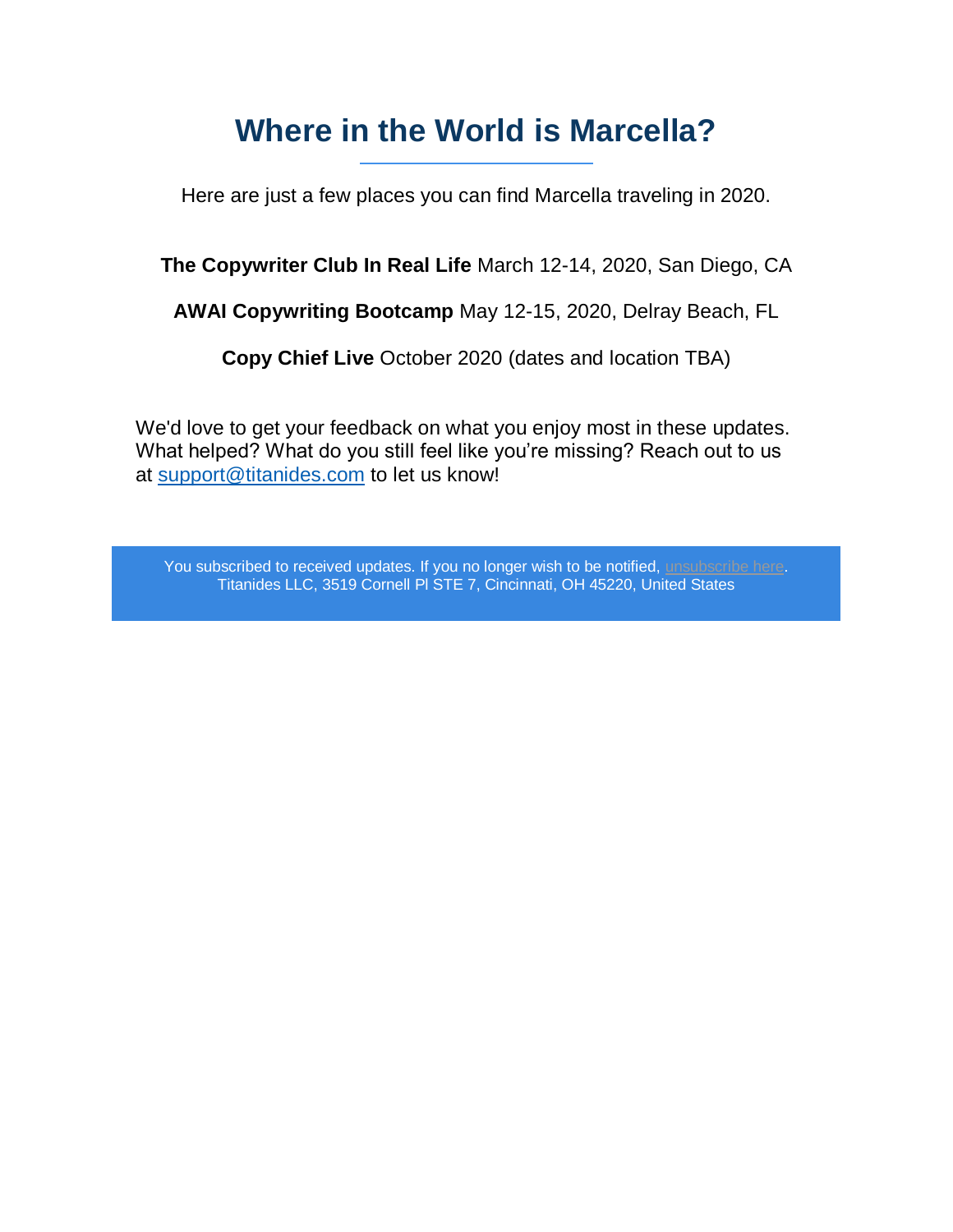# Where in the World is Marcella?

Here are just a few places you can find Marcella traveling in 2020.

**The Copywriter Club In Real Life** March 12-14, 2020, San Diego, CA

**AWAI Copywriting Bootcamp** May 12-15, 2020, Delray Beach, FL

**Copy Chief Live** October 2020 (dates and location TBA)

We'd love to get your feedback on what you enjoy most in these updates. What helped? What do you still feel like you're missing? Reach out to us at support@titanides.com to let us know!

You subscribed to received updates. If you no longer wish to be notified, unsubscribe here.
Titanides LLC, 3519 Cornell Pl STE 7, Cincinnati, OH 45220, United States